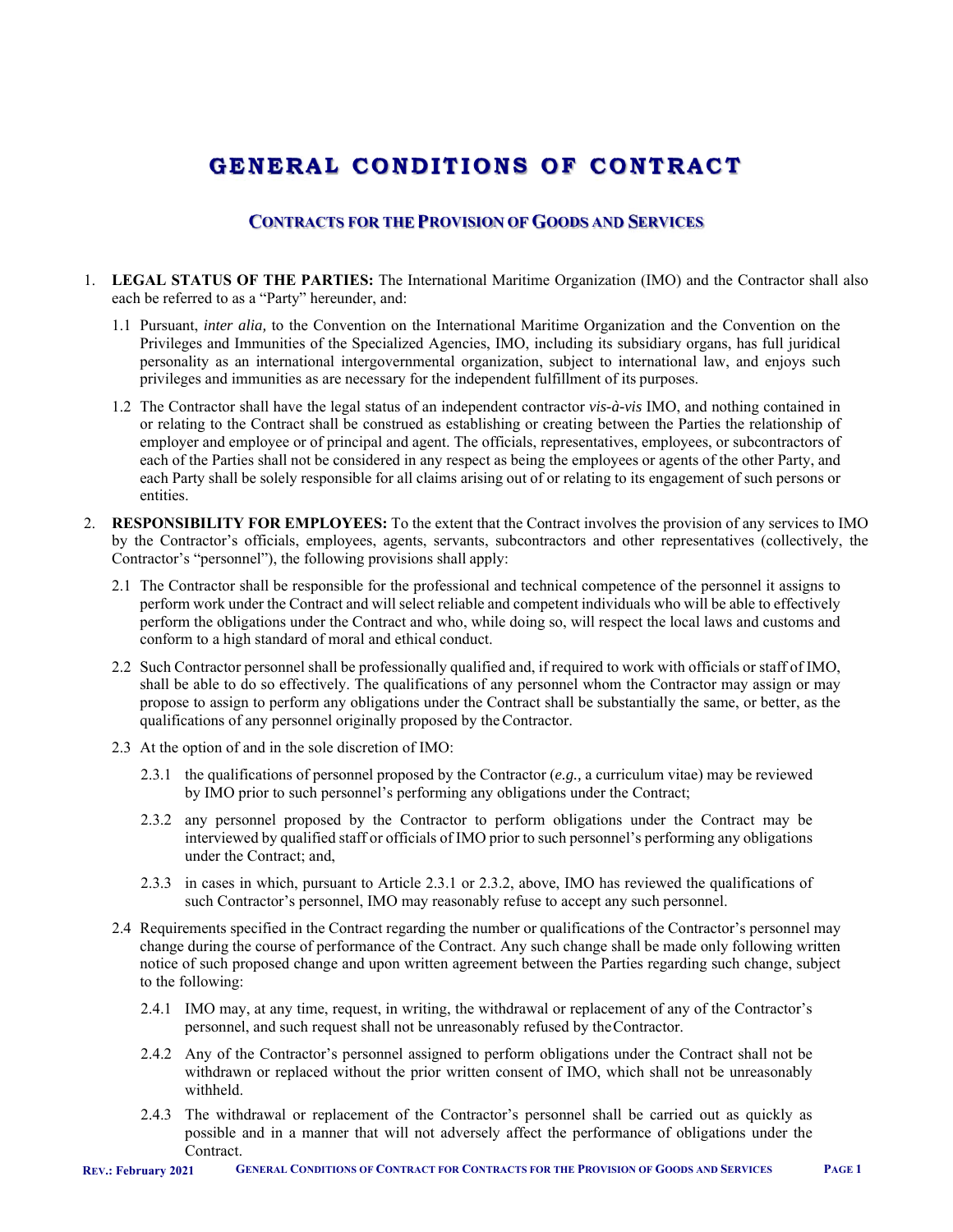# GENERAL CONDITIONS OF CONTRACT

## CONTRACTS FOR THE PROVISION OF GOODS AND SERVICES

1. **LEGAL STATUS OF THE PARTIES:** The International Maritime Organization (IMO) and the Contractor shall also each be referred to as a "Party" hereunder, and:

   1.1 Pursuant, *inter alia,* to the Convention on the International Maritime Organization and the Convention on the Privileges and Immunities of the Specialized Agencies, IMO, including its subsidiary organs, has full juridical personality as an international intergovernmental organization, subject to international law, and enjoys such privileges and immunities as are necessary for the independent fulfillment of its purposes.

   1.2 The Contractor shall have the legal status of an independent contractor *vis-à-vis* IMO, and nothing contained in or relating to the Contract shall be construed as establishing or creating between the Parties the relationship of employer and employee or of principal and agent. The officials, representatives, employees, or subcontractors of each of the Parties shall not be considered in any respect as being the employees or agents of the other Party, and each Party shall be solely responsible for all claims arising out of or relating to its engagement of such persons or entities.

2. **RESPONSIBILITY FOR EMPLOYEES:** To the extent that the Contract involves the provision of any services to IMO by the Contractor's officials, employees, agents, servants, subcontractors and other representatives (collectively, the Contractor's "personnel"), the following provisions shall apply:

   2.1 The Contractor shall be responsible for the professional and technical competence of the personnel it assigns to perform work under the Contract and will select reliable and competent individuals who will be able to effectively perform the obligations under the Contract and who, while doing so, will respect the local laws and customs and conform to a high standard of moral and ethical conduct.

   2.2 Such Contractor personnel shall be professionally qualified and, if required to work with officials or staff of IMO, shall be able to do so effectively. The qualifications of any personnel whom the Contractor may assign or may propose to assign to perform any obligations under the Contract shall be substantially the same, or better, as the qualifications of any personnel originally proposed by the Contractor.

   2.3 At the option of and in the sole discretion of IMO:

      2.3.1 the qualifications of personnel proposed by the Contractor (*e.g.,* a curriculum vitae) may be reviewed by IMO prior to such personnel's performing any obligations under the Contract;

      2.3.2 any personnel proposed by the Contractor to perform obligations under the Contract may be interviewed by qualified staff or officials of IMO prior to such personnel's performing any obligations under the Contract; and,

      2.3.3 in cases in which, pursuant to Article 2.3.1 or 2.3.2, above, IMO has reviewed the qualifications of such Contractor's personnel, IMO may reasonably refuse to accept any such personnel.

   2.4 Requirements specified in the Contract regarding the number or qualifications of the Contractor's personnel may change during the course of performance of the Contract. Any such change shall be made only following written notice of such proposed change and upon written agreement between the Parties regarding such change, subject to the following:

      2.4.1 IMO may, at any time, request, in writing, the withdrawal or replacement of any of the Contractor's personnel, and such request shall not be unreasonably refused by the Contractor.

      2.4.2 Any of the Contractor's personnel assigned to perform obligations under the Contract shall not be withdrawn or replaced without the prior written consent of IMO, which shall not be unreasonably withheld.

      2.4.3 The withdrawal or replacement of the Contractor's personnel shall be carried out as quickly as possible and in a manner that will not adversely affect the performance of obligations under the Contract.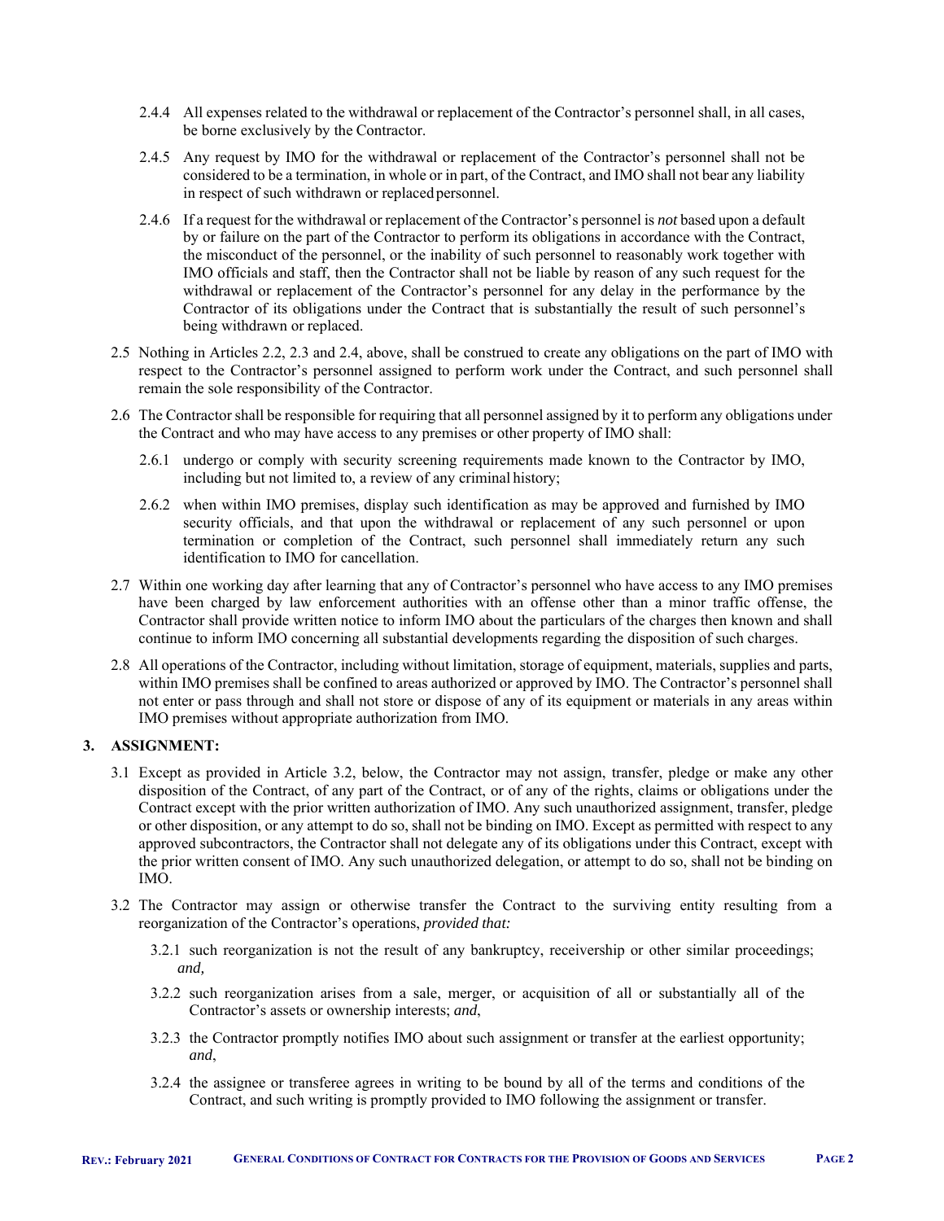2.4.4 All expenses related to the withdrawal or replacement of the Contractor's personnel shall, in all cases, be borne exclusively by the Contractor.

2.4.5 Any request by IMO for the withdrawal or replacement of the Contractor's personnel shall not be considered to be a termination, in whole or in part, of the Contract, and IMO shall not bear any liability in respect of such withdrawn or replaced personnel.

2.4.6 If a request for the withdrawal or replacement of the Contractor's personnel is *not* based upon a default by or failure on the part of the Contractor to perform its obligations in accordance with the Contract, the misconduct of the personnel, or the inability of such personnel to reasonably work together with IMO officials and staff, then the Contractor shall not be liable by reason of any such request for the withdrawal or replacement of the Contractor's personnel for any delay in the performance by the Contractor of its obligations under the Contract that is substantially the result of such personnel's being withdrawn or replaced.

2.5 Nothing in Articles 2.2, 2.3 and 2.4, above, shall be construed to create any obligations on the part of IMO with respect to the Contractor's personnel assigned to perform work under the Contract, and such personnel shall remain the sole responsibility of the Contractor.

2.6 The Contractor shall be responsible for requiring that all personnel assigned by it to perform any obligations under the Contract and who may have access to any premises or other property of IMO shall:

2.6.1 undergo or comply with security screening requirements made known to the Contractor by IMO, including but not limited to, a review of any criminal history;

2.6.2 when within IMO premises, display such identification as may be approved and furnished by IMO security officials, and that upon the withdrawal or replacement of any such personnel or upon termination or completion of the Contract, such personnel shall immediately return any such identification to IMO for cancellation.

2.7 Within one working day after learning that any of Contractor's personnel who have access to any IMO premises have been charged by law enforcement authorities with an offense other than a minor traffic offense, the Contractor shall provide written notice to inform IMO about the particulars of the charges then known and shall continue to inform IMO concerning all substantial developments regarding the disposition of such charges.

2.8 All operations of the Contractor, including without limitation, storage of equipment, materials, supplies and parts, within IMO premises shall be confined to areas authorized or approved by IMO. The Contractor's personnel shall not enter or pass through and shall not store or dispose of any of its equipment or materials in any areas within IMO premises without appropriate authorization from IMO.

## 3. ASSIGNMENT:

3.1 Except as provided in Article 3.2, below, the Contractor may not assign, transfer, pledge or make any other disposition of the Contract, of any part of the Contract, or of any of the rights, claims or obligations under the Contract except with the prior written authorization of IMO. Any such unauthorized assignment, transfer, pledge or other disposition, or any attempt to do so, shall not be binding on IMO. Except as permitted with respect to any approved subcontractors, the Contractor shall not delegate any of its obligations under this Contract, except with the prior written consent of IMO. Any such unauthorized delegation, or attempt to do so, shall not be binding on IMO.

3.2 The Contractor may assign or otherwise transfer the Contract to the surviving entity resulting from a reorganization of the Contractor's operations, *provided that:*

3.2.1 such reorganization is not the result of any bankruptcy, receivership or other similar proceedings; *and,*

3.2.2 such reorganization arises from a sale, merger, or acquisition of all or substantially all of the Contractor's assets or ownership interests; *and*,

3.2.3 the Contractor promptly notifies IMO about such assignment or transfer at the earliest opportunity; *and*,

3.2.4 the assignee or transferee agrees in writing to be bound by all of the terms and conditions of the Contract, and such writing is promptly provided to IMO following the assignment or transfer.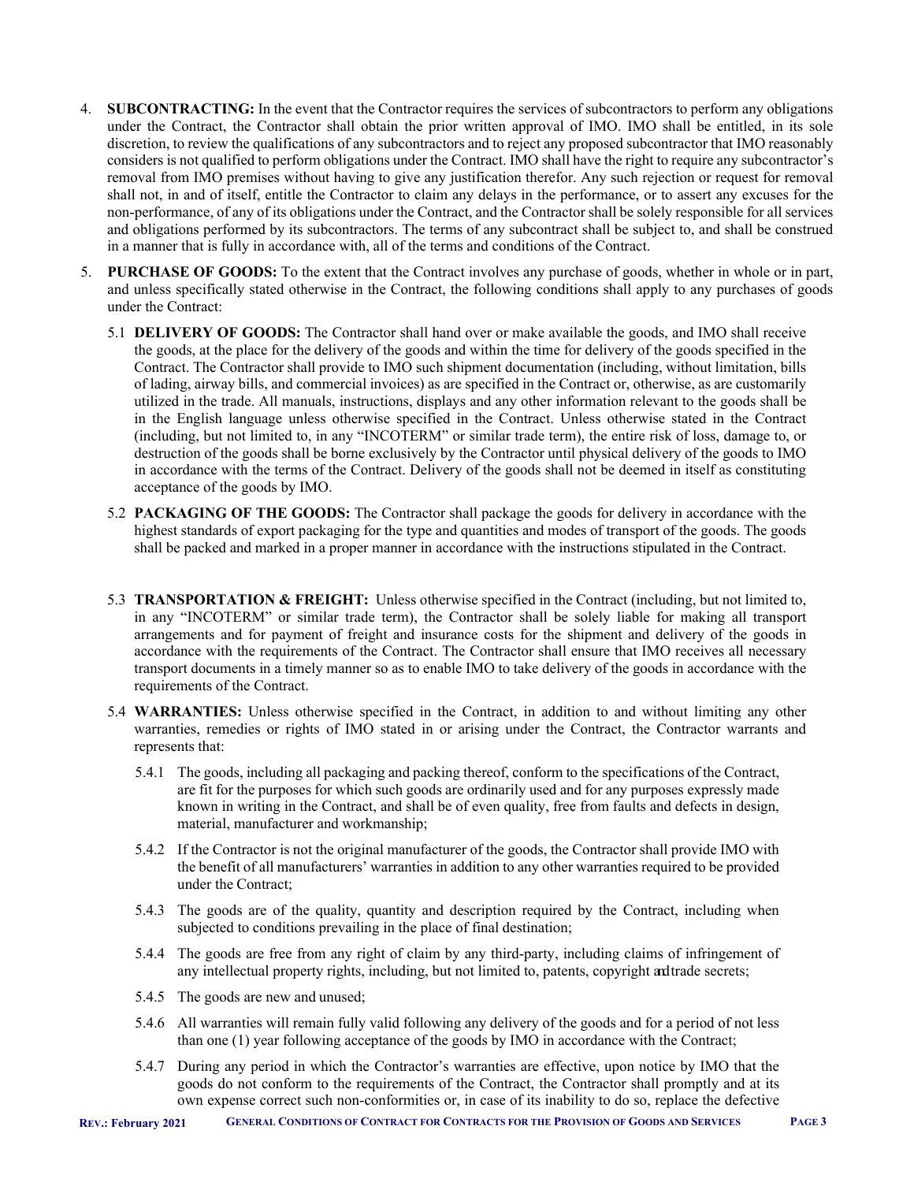4. **SUBCONTRACTING:** In the event that the Contractor requires the services of subcontractors to perform any obligations under the Contract, the Contractor shall obtain the prior written approval of IMO. IMO shall be entitled, in its sole discretion, to review the qualifications of any subcontractors and to reject any proposed subcontractor that IMO reasonably considers is not qualified to perform obligations under the Contract. IMO shall have the right to require any subcontractor's removal from IMO premises without having to give any justification therefor. Any such rejection or request for removal shall not, in and of itself, entitle the Contractor to claim any delays in the performance, or to assert any excuses for the non-performance, of any of its obligations under the Contract, and the Contractor shall be solely responsible for all services and obligations performed by its subcontractors. The terms of any subcontract shall be subject to, and shall be construed in a manner that is fully in accordance with, all of the terms and conditions of the Contract.

5. **PURCHASE OF GOODS:** To the extent that the Contract involves any purchase of goods, whether in whole or in part, and unless specifically stated otherwise in the Contract, the following conditions shall apply to any purchases of goods under the Contract:

   5.1 **DELIVERY OF GOODS:** The Contractor shall hand over or make available the goods, and IMO shall receive the goods, at the place for the delivery of the goods and within the time for delivery of the goods specified in the Contract. The Contractor shall provide to IMO such shipment documentation (including, without limitation, bills of lading, airway bills, and commercial invoices) as are specified in the Contract or, otherwise, as are customarily utilized in the trade. All manuals, instructions, displays and any other information relevant to the goods shall be in the English language unless otherwise specified in the Contract. Unless otherwise stated in the Contract (including, but not limited to, in any "INCOTERM" or similar trade term), the entire risk of loss, damage to, or destruction of the goods shall be borne exclusively by the Contractor until physical delivery of the goods to IMO in accordance with the terms of the Contract. Delivery of the goods shall not be deemed in itself as constituting acceptance of the goods by IMO.

   5.2 **PACKAGING OF THE GOODS:** The Contractor shall package the goods for delivery in accordance with the highest standards of export packaging for the type and quantities and modes of transport of the goods. The goods shall be packed and marked in a proper manner in accordance with the instructions stipulated in the Contract.

   5.3 **TRANSPORTATION & FREIGHT:** Unless otherwise specified in the Contract (including, but not limited to, in any "INCOTERM" or similar trade term), the Contractor shall be solely liable for making all transport arrangements and for payment of freight and insurance costs for the shipment and delivery of the goods in accordance with the requirements of the Contract. The Contractor shall ensure that IMO receives all necessary transport documents in a timely manner so as to enable IMO to take delivery of the goods in accordance with the requirements of the Contract.

   5.4 **WARRANTIES:** Unless otherwise specified in the Contract, in addition to and without limiting any other warranties, remedies or rights of IMO stated in or arising under the Contract, the Contractor warrants and represents that:

      5.4.1 The goods, including all packaging and packing thereof, conform to the specifications of the Contract, are fit for the purposes for which such goods are ordinarily used and for any purposes expressly made known in writing in the Contract, and shall be of even quality, free from faults and defects in design, material, manufacturer and workmanship;

      5.4.2 If the Contractor is not the original manufacturer of the goods, the Contractor shall provide IMO with the benefit of all manufacturers' warranties in addition to any other warranties required to be provided under the Contract;

      5.4.3 The goods are of the quality, quantity and description required by the Contract, including when subjected to conditions prevailing in the place of final destination;

      5.4.4 The goods are free from any right of claim by any third-party, including claims of infringement of any intellectual property rights, including, but not limited to, patents, copyright and trade secrets;

      5.4.5 The goods are new and unused;

      5.4.6 All warranties will remain fully valid following any delivery of the goods and for a period of not less than one (1) year following acceptance of the goods by IMO in accordance with the Contract;

      5.4.7 During any period in which the Contractor's warranties are effective, upon notice by IMO that the goods do not conform to the requirements of the Contract, the Contractor shall promptly and at its own expense correct such non-conformities or, in case of its inability to do so, replace the defective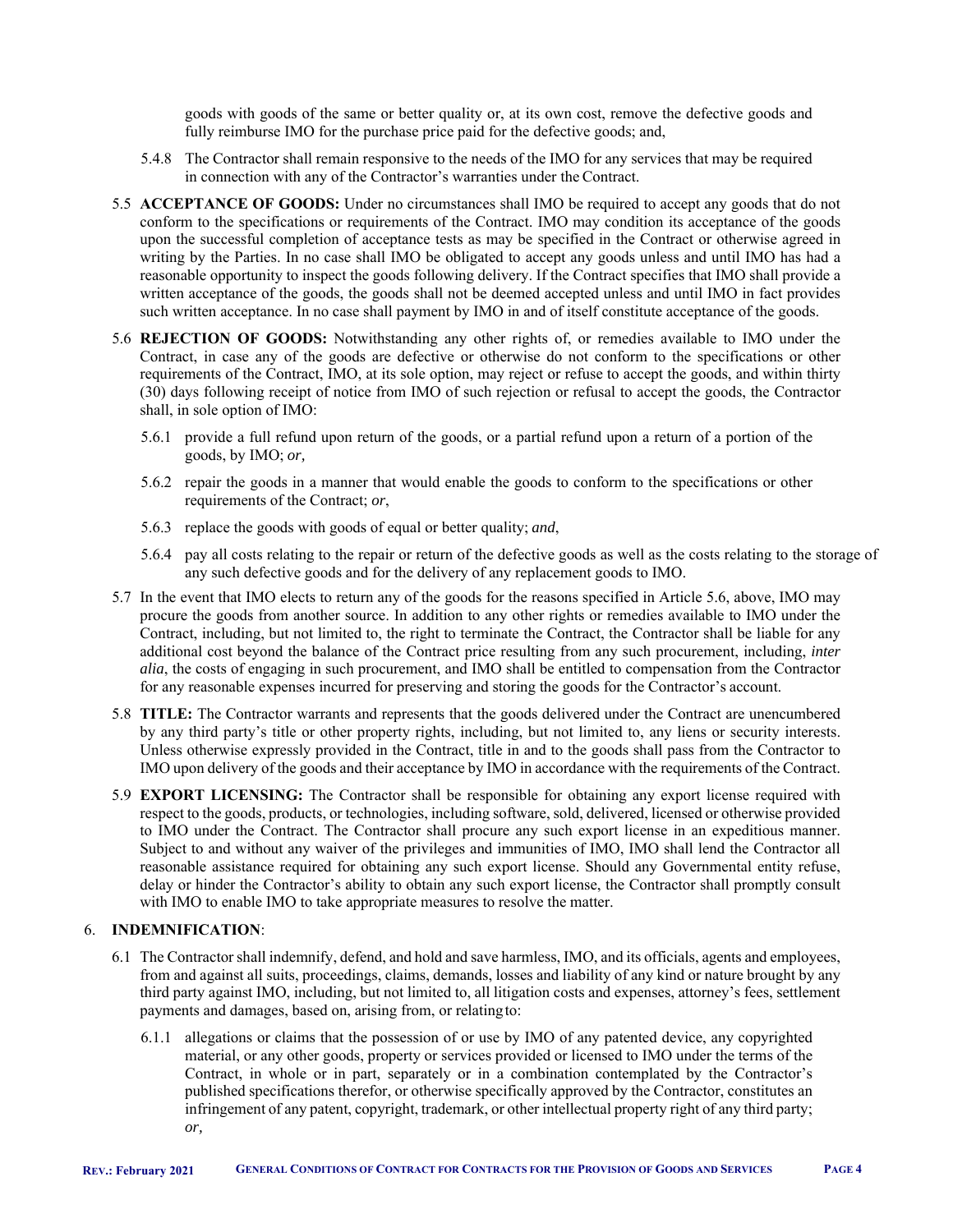goods with goods of the same or better quality or, at its own cost, remove the defective goods and fully reimburse IMO for the purchase price paid for the defective goods; and,

5.4.8 The Contractor shall remain responsive to the needs of the IMO for any services that may be required in connection with any of the Contractor's warranties under the Contract.

5.5 **ACCEPTANCE OF GOODS:** Under no circumstances shall IMO be required to accept any goods that do not conform to the specifications or requirements of the Contract. IMO may condition its acceptance of the goods upon the successful completion of acceptance tests as may be specified in the Contract or otherwise agreed in writing by the Parties. In no case shall IMO be obligated to accept any goods unless and until IMO has had a reasonable opportunity to inspect the goods following delivery. If the Contract specifies that IMO shall provide a written acceptance of the goods, the goods shall not be deemed accepted unless and until IMO in fact provides such written acceptance. In no case shall payment by IMO in and of itself constitute acceptance of the goods.

5.6 **REJECTION OF GOODS:** Notwithstanding any other rights of, or remedies available to IMO under the Contract, in case any of the goods are defective or otherwise do not conform to the specifications or other requirements of the Contract, IMO, at its sole option, may reject or refuse to accept the goods, and within thirty (30) days following receipt of notice from IMO of such rejection or refusal to accept the goods, the Contractor shall, in sole option of IMO:

5.6.1 provide a full refund upon return of the goods, or a partial refund upon a return of a portion of the goods, by IMO; *or,*

5.6.2 repair the goods in a manner that would enable the goods to conform to the specifications or other requirements of the Contract; *or*,

5.6.3 replace the goods with goods of equal or better quality; *and*,

5.6.4 pay all costs relating to the repair or return of the defective goods as well as the costs relating to the storage of any such defective goods and for the delivery of any replacement goods to IMO.

5.7 In the event that IMO elects to return any of the goods for the reasons specified in Article 5.6, above, IMO may procure the goods from another source. In addition to any other rights or remedies available to IMO under the Contract, including, but not limited to, the right to terminate the Contract, the Contractor shall be liable for any additional cost beyond the balance of the Contract price resulting from any such procurement, including, *inter alia*, the costs of engaging in such procurement, and IMO shall be entitled to compensation from the Contractor for any reasonable expenses incurred for preserving and storing the goods for the Contractor's account.

5.8 **TITLE:** The Contractor warrants and represents that the goods delivered under the Contract are unencumbered by any third party's title or other property rights, including, but not limited to, any liens or security interests. Unless otherwise expressly provided in the Contract, title in and to the goods shall pass from the Contractor to IMO upon delivery of the goods and their acceptance by IMO in accordance with the requirements of the Contract.

5.9 **EXPORT LICENSING:** The Contractor shall be responsible for obtaining any export license required with respect to the goods, products, or technologies, including software, sold, delivered, licensed or otherwise provided to IMO under the Contract. The Contractor shall procure any such export license in an expeditious manner. Subject to and without any waiver of the privileges and immunities of IMO, IMO shall lend the Contractor all reasonable assistance required for obtaining any such export license. Should any Governmental entity refuse, delay or hinder the Contractor's ability to obtain any such export license, the Contractor shall promptly consult with IMO to enable IMO to take appropriate measures to resolve the matter.

6. **INDEMNIFICATION**:

6.1 The Contractor shall indemnify, defend, and hold and save harmless, IMO, and its officials, agents and employees, from and against all suits, proceedings, claims, demands, losses and liability of any kind or nature brought by any third party against IMO, including, but not limited to, all litigation costs and expenses, attorney's fees, settlement payments and damages, based on, arising from, or relating to:

6.1.1 allegations or claims that the possession of or use by IMO of any patented device, any copyrighted material, or any other goods, property or services provided or licensed to IMO under the terms of the Contract, in whole or in part, separately or in a combination contemplated by the Contractor's published specifications therefor, or otherwise specifically approved by the Contractor, constitutes an infringement of any patent, copyright, trademark, or other intellectual property right of any third party; *or,*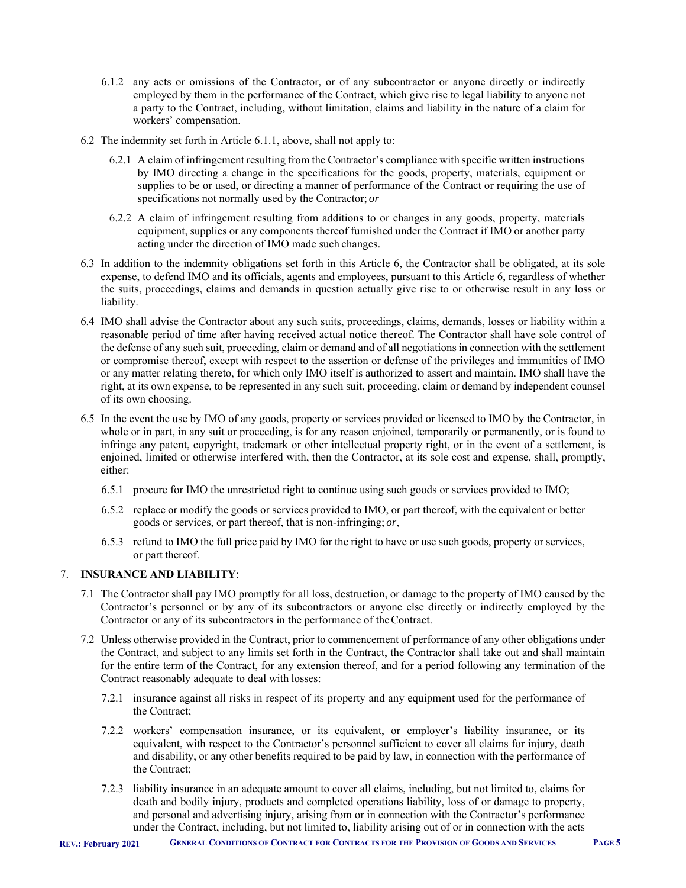6.1.2 any acts or omissions of the Contractor, or of any subcontractor or anyone directly or indirectly employed by them in the performance of the Contract, which give rise to legal liability to anyone not a party to the Contract, including, without limitation, claims and liability in the nature of a claim for workers' compensation.

6.2 The indemnity set forth in Article 6.1.1, above, shall not apply to:

6.2.1 A claim of infringement resulting from the Contractor's compliance with specific written instructions by IMO directing a change in the specifications for the goods, property, materials, equipment or supplies to be or used, or directing a manner of performance of the Contract or requiring the use of specifications not normally used by the Contractor; *or*

6.2.2 A claim of infringement resulting from additions to or changes in any goods, property, materials equipment, supplies or any components thereof furnished under the Contract if IMO or another party acting under the direction of IMO made such changes.

6.3 In addition to the indemnity obligations set forth in this Article 6, the Contractor shall be obligated, at its sole expense, to defend IMO and its officials, agents and employees, pursuant to this Article 6, regardless of whether the suits, proceedings, claims and demands in question actually give rise to or otherwise result in any loss or liability.

6.4 IMO shall advise the Contractor about any such suits, proceedings, claims, demands, losses or liability within a reasonable period of time after having received actual notice thereof. The Contractor shall have sole control of the defense of any such suit, proceeding, claim or demand and of all negotiations in connection with the settlement or compromise thereof, except with respect to the assertion or defense of the privileges and immunities of IMO or any matter relating thereto, for which only IMO itself is authorized to assert and maintain. IMO shall have the right, at its own expense, to be represented in any such suit, proceeding, claim or demand by independent counsel of its own choosing.

6.5 In the event the use by IMO of any goods, property or services provided or licensed to IMO by the Contractor, in whole or in part, in any suit or proceeding, is for any reason enjoined, temporarily or permanently, or is found to infringe any patent, copyright, trademark or other intellectual property right, or in the event of a settlement, is enjoined, limited or otherwise interfered with, then the Contractor, at its sole cost and expense, shall, promptly, either:

6.5.1 procure for IMO the unrestricted right to continue using such goods or services provided to IMO;

6.5.2 replace or modify the goods or services provided to IMO, or part thereof, with the equivalent or better goods or services, or part thereof, that is non-infringing; *or*,

6.5.3 refund to IMO the full price paid by IMO for the right to have or use such goods, property or services, or part thereof.

## 7. INSURANCE AND LIABILITY:

7.1 The Contractor shall pay IMO promptly for all loss, destruction, or damage to the property of IMO caused by the Contractor's personnel or by any of its subcontractors or anyone else directly or indirectly employed by the Contractor or any of its subcontractors in the performance of the Contract.

7.2 Unless otherwise provided in the Contract, prior to commencement of performance of any other obligations under the Contract, and subject to any limits set forth in the Contract, the Contractor shall take out and shall maintain for the entire term of the Contract, for any extension thereof, and for a period following any termination of the Contract reasonably adequate to deal with losses:

7.2.1 insurance against all risks in respect of its property and any equipment used for the performance of the Contract;

7.2.2 workers' compensation insurance, or its equivalent, or employer's liability insurance, or its equivalent, with respect to the Contractor's personnel sufficient to cover all claims for injury, death and disability, or any other benefits required to be paid by law, in connection with the performance of the Contract;

7.2.3 liability insurance in an adequate amount to cover all claims, including, but not limited to, claims for death and bodily injury, products and completed operations liability, loss of or damage to property, and personal and advertising injury, arising from or in connection with the Contractor's performance under the Contract, including, but not limited to, liability arising out of or in connection with the acts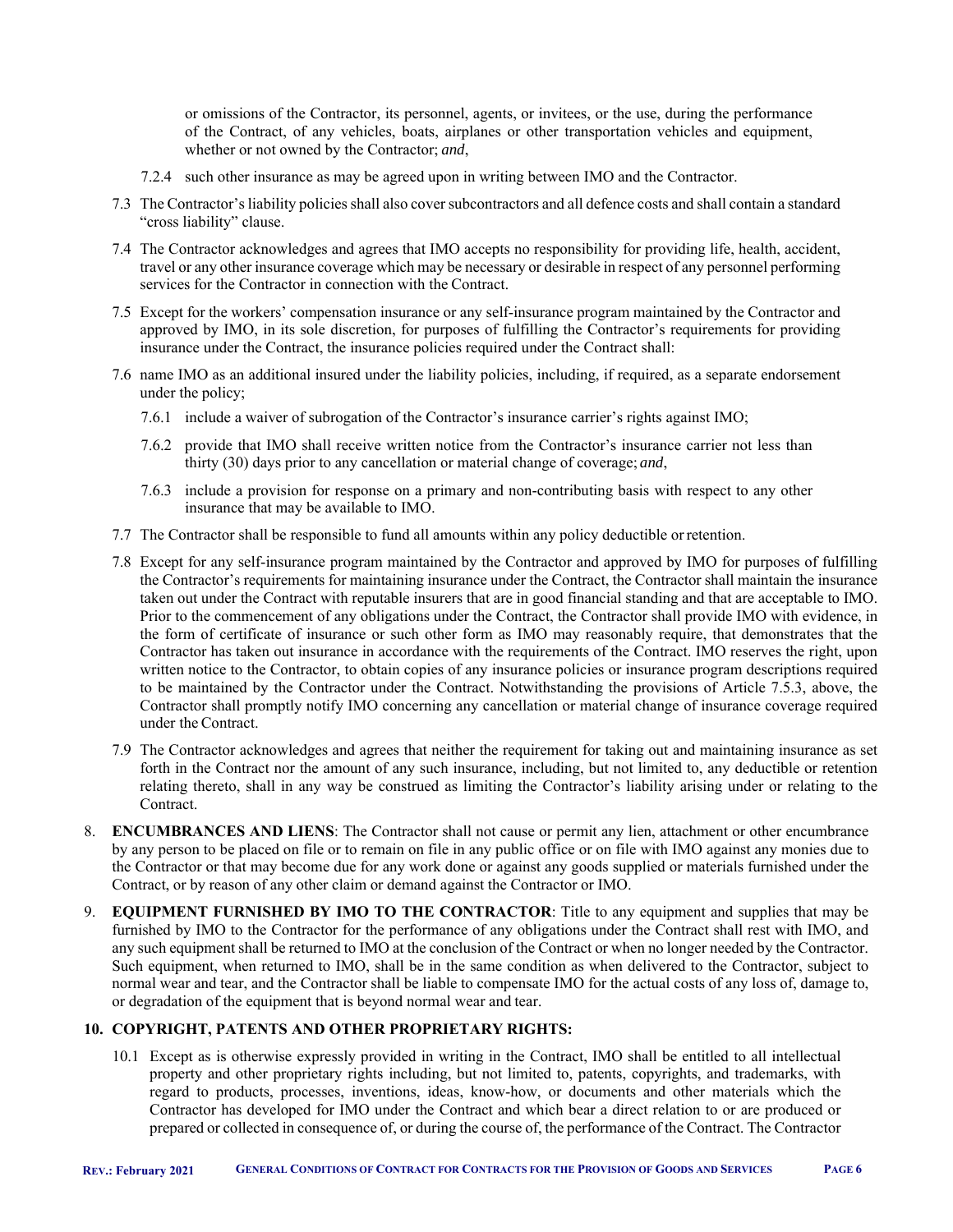or omissions of the Contractor, its personnel, agents, or invitees, or the use, during the performance of the Contract, of any vehicles, boats, airplanes or other transportation vehicles and equipment, whether or not owned by the Contractor; *and*,

7.2.4 such other insurance as may be agreed upon in writing between IMO and the Contractor.

7.3 The Contractor's liability policies shall also cover subcontractors and all defence costs and shall contain a standard "cross liability" clause.

7.4 The Contractor acknowledges and agrees that IMO accepts no responsibility for providing life, health, accident, travel or any other insurance coverage which may be necessary or desirable in respect of any personnel performing services for the Contractor in connection with the Contract.

7.5 Except for the workers' compensation insurance or any self-insurance program maintained by the Contractor and approved by IMO, in its sole discretion, for purposes of fulfilling the Contractor's requirements for providing insurance under the Contract, the insurance policies required under the Contract shall:

7.6 name IMO as an additional insured under the liability policies, including, if required, as a separate endorsement under the policy;

7.6.1 include a waiver of subrogation of the Contractor's insurance carrier's rights against IMO;

7.6.2 provide that IMO shall receive written notice from the Contractor's insurance carrier not less than thirty (30) days prior to any cancellation or material change of coverage; *and*,

7.6.3 include a provision for response on a primary and non-contributing basis with respect to any other insurance that may be available to IMO.

7.7 The Contractor shall be responsible to fund all amounts within any policy deductible or retention.

7.8 Except for any self-insurance program maintained by the Contractor and approved by IMO for purposes of fulfilling the Contractor's requirements for maintaining insurance under the Contract, the Contractor shall maintain the insurance taken out under the Contract with reputable insurers that are in good financial standing and that are acceptable to IMO. Prior to the commencement of any obligations under the Contract, the Contractor shall provide IMO with evidence, in the form of certificate of insurance or such other form as IMO may reasonably require, that demonstrates that the Contractor has taken out insurance in accordance with the requirements of the Contract. IMO reserves the right, upon written notice to the Contractor, to obtain copies of any insurance policies or insurance program descriptions required to be maintained by the Contractor under the Contract. Notwithstanding the provisions of Article 7.5.3, above, the Contractor shall promptly notify IMO concerning any cancellation or material change of insurance coverage required under the Contract.

7.9 The Contractor acknowledges and agrees that neither the requirement for taking out and maintaining insurance as set forth in the Contract nor the amount of any such insurance, including, but not limited to, any deductible or retention relating thereto, shall in any way be construed as limiting the Contractor's liability arising under or relating to the Contract.

8. **ENCUMBRANCES AND LIENS**: The Contractor shall not cause or permit any lien, attachment or other encumbrance by any person to be placed on file or to remain on file in any public office or on file with IMO against any monies due to the Contractor or that may become due for any work done or against any goods supplied or materials furnished under the Contract, or by reason of any other claim or demand against the Contractor or IMO.

9. **EQUIPMENT FURNISHED BY IMO TO THE CONTRACTOR**: Title to any equipment and supplies that may be furnished by IMO to the Contractor for the performance of any obligations under the Contract shall rest with IMO, and any such equipment shall be returned to IMO at the conclusion of the Contract or when no longer needed by the Contractor. Such equipment, when returned to IMO, shall be in the same condition as when delivered to the Contractor, subject to normal wear and tear, and the Contractor shall be liable to compensate IMO for the actual costs of any loss of, damage to, or degradation of the equipment that is beyond normal wear and tear.

## 10. COPYRIGHT, PATENTS AND OTHER PROPRIETARY RIGHTS:

10.1 Except as is otherwise expressly provided in writing in the Contract, IMO shall be entitled to all intellectual property and other proprietary rights including, but not limited to, patents, copyrights, and trademarks, with regard to products, processes, inventions, ideas, know-how, or documents and other materials which the Contractor has developed for IMO under the Contract and which bear a direct relation to or are produced or prepared or collected in consequence of, or during the course of, the performance of the Contract. The Contractor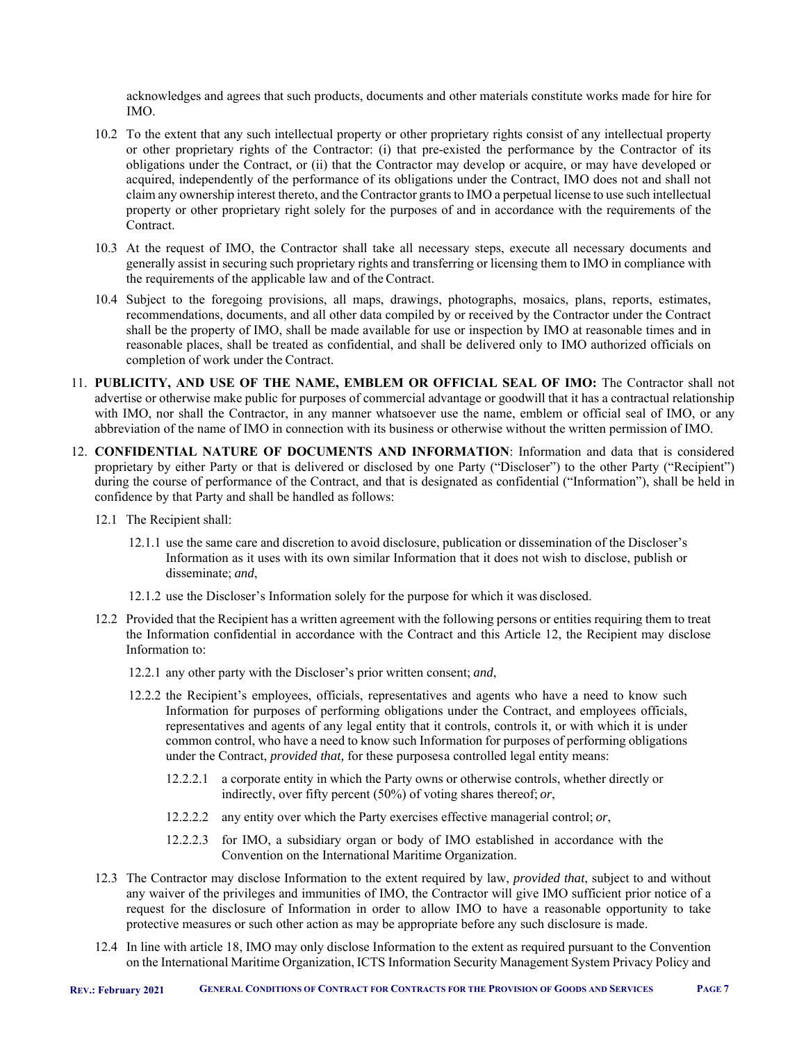acknowledges and agrees that such products, documents and other materials constitute works made for hire for IMO.

10.2 To the extent that any such intellectual property or other proprietary rights consist of any intellectual property or other proprietary rights of the Contractor: (i) that pre-existed the performance by the Contractor of its obligations under the Contract, or (ii) that the Contractor may develop or acquire, or may have developed or acquired, independently of the performance of its obligations under the Contract, IMO does not and shall not claim any ownership interest thereto, and the Contractor grants to IMO a perpetual license to use such intellectual property or other proprietary right solely for the purposes of and in accordance with the requirements of the Contract.

10.3 At the request of IMO, the Contractor shall take all necessary steps, execute all necessary documents and generally assist in securing such proprietary rights and transferring or licensing them to IMO in compliance with the requirements of the applicable law and of the Contract.

10.4 Subject to the foregoing provisions, all maps, drawings, photographs, mosaics, plans, reports, estimates, recommendations, documents, and all other data compiled by or received by the Contractor under the Contract shall be the property of IMO, shall be made available for use or inspection by IMO at reasonable times and in reasonable places, shall be treated as confidential, and shall be delivered only to IMO authorized officials on completion of work under the Contract.

11. **PUBLICITY, AND USE OF THE NAME, EMBLEM OR OFFICIAL SEAL OF IMO:** The Contractor shall not advertise or otherwise make public for purposes of commercial advantage or goodwill that it has a contractual relationship with IMO, nor shall the Contractor, in any manner whatsoever use the name, emblem or official seal of IMO, or any abbreviation of the name of IMO in connection with its business or otherwise without the written permission of IMO.

12. **CONFIDENTIAL NATURE OF DOCUMENTS AND INFORMATION**: Information and data that is considered proprietary by either Party or that is delivered or disclosed by one Party ("Discloser") to the other Party ("Recipient") during the course of performance of the Contract, and that is designated as confidential ("Information"), shall be held in confidence by that Party and shall be handled as follows:

12.1 The Recipient shall:

12.1.1 use the same care and discretion to avoid disclosure, publication or dissemination of the Discloser's Information as it uses with its own similar Information that it does not wish to disclose, publish or disseminate; *and*,

12.1.2 use the Discloser's Information solely for the purpose for which it was disclosed.

12.2 Provided that the Recipient has a written agreement with the following persons or entities requiring them to treat the Information confidential in accordance with the Contract and this Article 12, the Recipient may disclose Information to:

12.2.1 any other party with the Discloser's prior written consent; *and*,

12.2.2 the Recipient's employees, officials, representatives and agents who have a need to know such Information for purposes of performing obligations under the Contract, and employees officials, representatives and agents of any legal entity that it controls, controls it, or with which it is under common control, who have a need to know such Information for purposes of performing obligations under the Contract, *provided that,* for these purposesa controlled legal entity means:

12.2.2.1 a corporate entity in which the Party owns or otherwise controls, whether directly or indirectly, over fifty percent (50%) of voting shares thereof; *or*,

12.2.2.2 any entity over which the Party exercises effective managerial control; *or*,

12.2.2.3 for IMO, a subsidiary organ or body of IMO established in accordance with the Convention on the International Maritime Organization.

12.3 The Contractor may disclose Information to the extent required by law, *provided that*, subject to and without any waiver of the privileges and immunities of IMO, the Contractor will give IMO sufficient prior notice of a request for the disclosure of Information in order to allow IMO to have a reasonable opportunity to take protective measures or such other action as may be appropriate before any such disclosure is made.

12.4 In line with article 18, IMO may only disclose Information to the extent as required pursuant to the Convention on the International Maritime Organization, ICTS Information Security Management System Privacy Policy and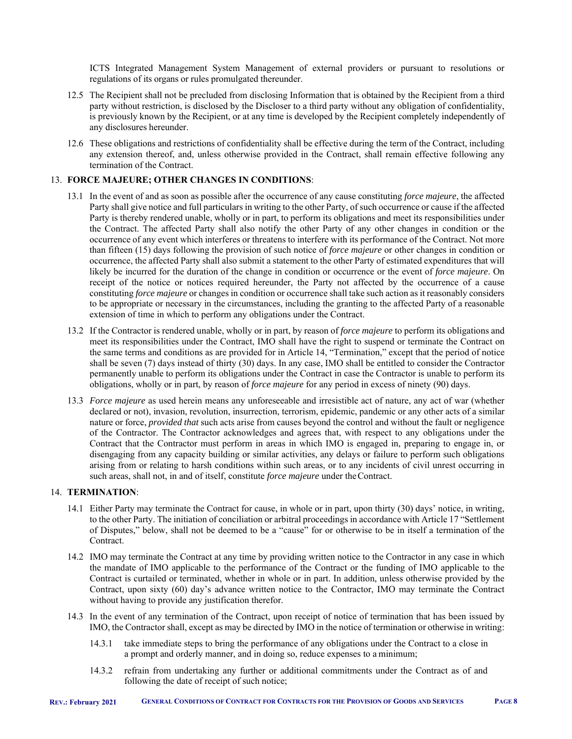ICTS Integrated Management System Management of external providers or pursuant to resolutions or regulations of its organs or rules promulgated thereunder.

12.5 The Recipient shall not be precluded from disclosing Information that is obtained by the Recipient from a third party without restriction, is disclosed by the Discloser to a third party without any obligation of confidentiality, is previously known by the Recipient, or at any time is developed by the Recipient completely independently of any disclosures hereunder.

12.6 These obligations and restrictions of confidentiality shall be effective during the term of the Contract, including any extension thereof, and, unless otherwise provided in the Contract, shall remain effective following any termination of the Contract.

## 13. **FORCE MAJEURE; OTHER CHANGES IN CONDITIONS**:

13.1 In the event of and as soon as possible after the occurrence of any cause constituting *force majeure*, the affected Party shall give notice and full particulars in writing to the other Party, of such occurrence or cause if the affected Party is thereby rendered unable, wholly or in part, to perform its obligations and meet its responsibilities under the Contract. The affected Party shall also notify the other Party of any other changes in condition or the occurrence of any event which interferes or threatens to interfere with its performance of the Contract. Not more than fifteen (15) days following the provision of such notice of *force majeure* or other changes in condition or occurrence, the affected Party shall also submit a statement to the other Party of estimated expenditures that will likely be incurred for the duration of the change in condition or occurrence or the event of *force majeure*. On receipt of the notice or notices required hereunder, the Party not affected by the occurrence of a cause constituting *force majeure* or changes in condition or occurrence shall take such action as it reasonably considers to be appropriate or necessary in the circumstances, including the granting to the affected Party of a reasonable extension of time in which to perform any obligations under the Contract.

13.2 If the Contractor is rendered unable, wholly or in part, by reason of *force majeure* to perform its obligations and meet its responsibilities under the Contract, IMO shall have the right to suspend or terminate the Contract on the same terms and conditions as are provided for in Article 14, "Termination," except that the period of notice shall be seven (7) days instead of thirty (30) days. In any case, IMO shall be entitled to consider the Contractor permanently unable to perform its obligations under the Contract in case the Contractor is unable to perform its obligations, wholly or in part, by reason of *force majeure* for any period in excess of ninety (90) days.

13.3 *Force majeure* as used herein means any unforeseeable and irresistible act of nature, any act of war (whether declared or not), invasion, revolution, insurrection, terrorism, epidemic, pandemic or any other acts of a similar nature or force, *provided that* such acts arise from causes beyond the control and without the fault or negligence of the Contractor. The Contractor acknowledges and agrees that, with respect to any obligations under the Contract that the Contractor must perform in areas in which IMO is engaged in, preparing to engage in, or disengaging from any capacity building or similar activities, any delays or failure to perform such obligations arising from or relating to harsh conditions within such areas, or to any incidents of civil unrest occurring in such areas, shall not, in and of itself, constitute *force majeure* under the Contract.

## 14. **TERMINATION**:

14.1 Either Party may terminate the Contract for cause, in whole or in part, upon thirty (30) days' notice, in writing, to the other Party. The initiation of conciliation or arbitral proceedings in accordance with Article 17 "Settlement of Disputes," below, shall not be deemed to be a "cause" for or otherwise to be in itself a termination of the Contract.

14.2 IMO may terminate the Contract at any time by providing written notice to the Contractor in any case in which the mandate of IMO applicable to the performance of the Contract or the funding of IMO applicable to the Contract is curtailed or terminated, whether in whole or in part. In addition, unless otherwise provided by the Contract, upon sixty (60) day's advance written notice to the Contractor, IMO may terminate the Contract without having to provide any justification therefor.

14.3 In the event of any termination of the Contract, upon receipt of notice of termination that has been issued by IMO, the Contractor shall, except as may be directed by IMO in the notice of termination or otherwise in writing:

14.3.1 take immediate steps to bring the performance of any obligations under the Contract to a close in a prompt and orderly manner, and in doing so, reduce expenses to a minimum;

14.3.2 refrain from undertaking any further or additional commitments under the Contract as of and following the date of receipt of such notice;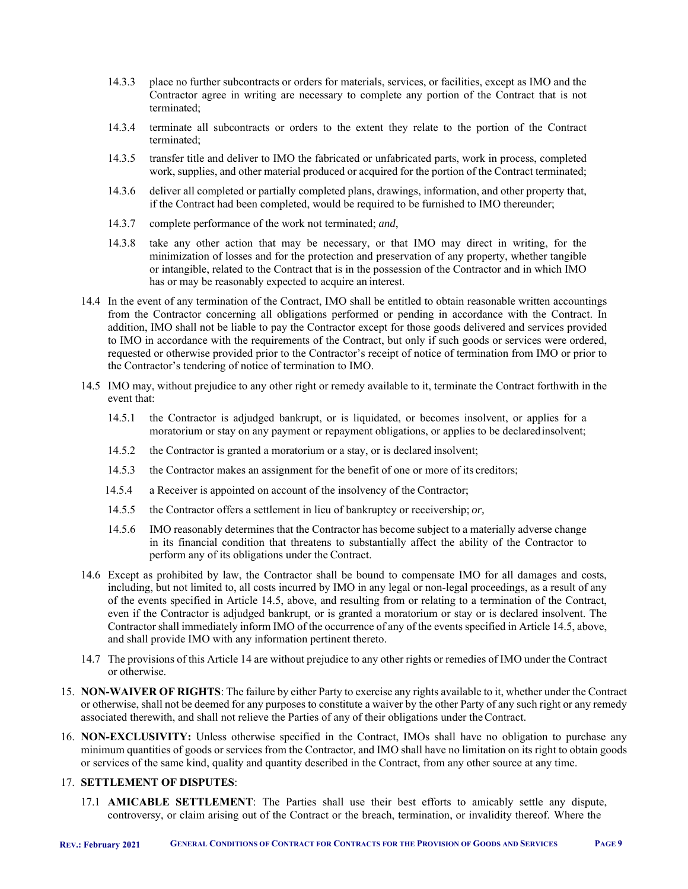14.3.3 place no further subcontracts or orders for materials, services, or facilities, except as IMO and the Contractor agree in writing are necessary to complete any portion of the Contract that is not terminated;

14.3.4 terminate all subcontracts or orders to the extent they relate to the portion of the Contract terminated;

14.3.5 transfer title and deliver to IMO the fabricated or unfabricated parts, work in process, completed work, supplies, and other material produced or acquired for the portion of the Contract terminated;

14.3.6 deliver all completed or partially completed plans, drawings, information, and other property that, if the Contract had been completed, would be required to be furnished to IMO thereunder;

14.3.7 complete performance of the work not terminated; *and*,

14.3.8 take any other action that may be necessary, or that IMO may direct in writing, for the minimization of losses and for the protection and preservation of any property, whether tangible or intangible, related to the Contract that is in the possession of the Contractor and in which IMO has or may be reasonably expected to acquire an interest.

14.4 In the event of any termination of the Contract, IMO shall be entitled to obtain reasonable written accountings from the Contractor concerning all obligations performed or pending in accordance with the Contract. In addition, IMO shall not be liable to pay the Contractor except for those goods delivered and services provided to IMO in accordance with the requirements of the Contract, but only if such goods or services were ordered, requested or otherwise provided prior to the Contractor's receipt of notice of termination from IMO or prior to the Contractor's tendering of notice of termination to IMO.

14.5 IMO may, without prejudice to any other right or remedy available to it, terminate the Contract forthwith in the event that:

14.5.1 the Contractor is adjudged bankrupt, or is liquidated, or becomes insolvent, or applies for a moratorium or stay on any payment or repayment obligations, or applies to be declared insolvent;

14.5.2 the Contractor is granted a moratorium or a stay, or is declared insolvent;

14.5.3 the Contractor makes an assignment for the benefit of one or more of its creditors;

14.5.4 a Receiver is appointed on account of the insolvency of the Contractor;

14.5.5 the Contractor offers a settlement in lieu of bankruptcy or receivership; *or,*

14.5.6 IMO reasonably determines that the Contractor has become subject to a materially adverse change in its financial condition that threatens to substantially affect the ability of the Contractor to perform any of its obligations under the Contract.

14.6 Except as prohibited by law, the Contractor shall be bound to compensate IMO for all damages and costs, including, but not limited to, all costs incurred by IMO in any legal or non-legal proceedings, as a result of any of the events specified in Article 14.5, above, and resulting from or relating to a termination of the Contract, even if the Contractor is adjudged bankrupt, or is granted a moratorium or stay or is declared insolvent. The Contractor shall immediately inform IMO of the occurrence of any of the events specified in Article 14.5, above, and shall provide IMO with any information pertinent thereto.

14.7 The provisions of this Article 14 are without prejudice to any other rights or remedies of IMO under the Contract or otherwise.

15. **NON-WAIVER OF RIGHTS**: The failure by either Party to exercise any rights available to it, whether under the Contract or otherwise, shall not be deemed for any purposes to constitute a waiver by the other Party of any such right or any remedy associated therewith, and shall not relieve the Parties of any of their obligations under the Contract.

16. **NON-EXCLUSIVITY:** Unless otherwise specified in the Contract, IMOs shall have no obligation to purchase any minimum quantities of goods or services from the Contractor, and IMO shall have no limitation on its right to obtain goods or services of the same kind, quality and quantity described in the Contract, from any other source at any time.

17. **SETTLEMENT OF DISPUTES**:

17.1 **AMICABLE SETTLEMENT**: The Parties shall use their best efforts to amicably settle any dispute, controversy, or claim arising out of the Contract or the breach, termination, or invalidity thereof. Where the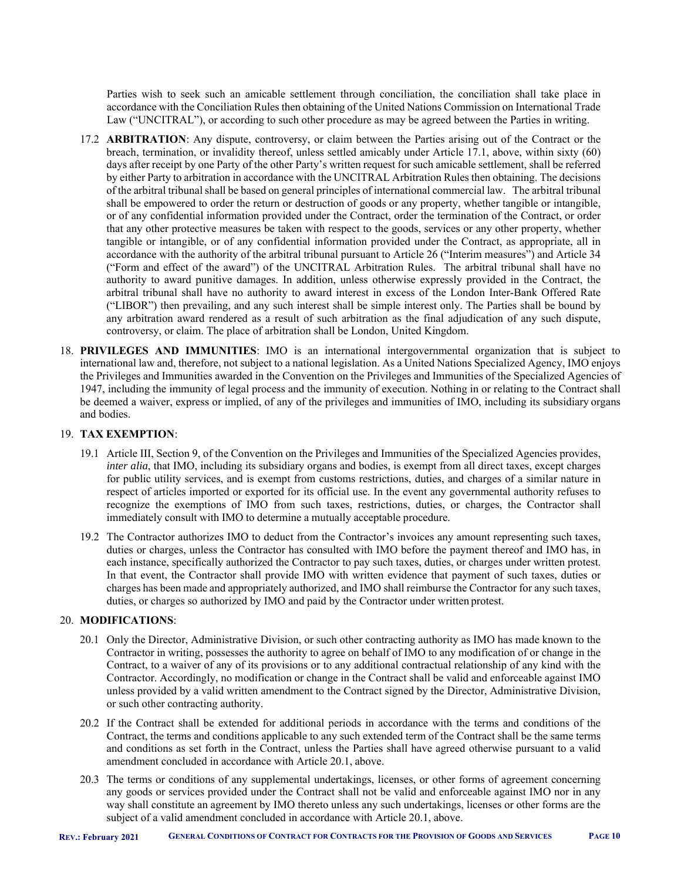Parties wish to seek such an amicable settlement through conciliation, the conciliation shall take place in accordance with the Conciliation Rules then obtaining of the United Nations Commission on International Trade Law ("UNCITRAL"), or according to such other procedure as may be agreed between the Parties in writing.

17.2 **ARBITRATION**: Any dispute, controversy, or claim between the Parties arising out of the Contract or the breach, termination, or invalidity thereof, unless settled amicably under Article 17.1, above, within sixty (60) days after receipt by one Party of the other Party's written request for such amicable settlement, shall be referred by either Party to arbitration in accordance with the UNCITRAL Arbitration Rules then obtaining. The decisions of the arbitral tribunal shall be based on general principles of international commercial law. The arbitral tribunal shall be empowered to order the return or destruction of goods or any property, whether tangible or intangible, or of any confidential information provided under the Contract, order the termination of the Contract, or order that any other protective measures be taken with respect to the goods, services or any other property, whether tangible or intangible, or of any confidential information provided under the Contract, as appropriate, all in accordance with the authority of the arbitral tribunal pursuant to Article 26 ("Interim measures") and Article 34 ("Form and effect of the award") of the UNCITRAL Arbitration Rules. The arbitral tribunal shall have no authority to award punitive damages. In addition, unless otherwise expressly provided in the Contract, the arbitral tribunal shall have no authority to award interest in excess of the London Inter-Bank Offered Rate ("LIBOR") then prevailing, and any such interest shall be simple interest only. The Parties shall be bound by any arbitration award rendered as a result of such arbitration as the final adjudication of any such dispute, controversy, or claim. The place of arbitration shall be London, United Kingdom.

18. **PRIVILEGES AND IMMUNITIES**: IMO is an international intergovernmental organization that is subject to international law and, therefore, not subject to a national legislation. As a United Nations Specialized Agency, IMO enjoys the Privileges and Immunities awarded in the Convention on the Privileges and Immunities of the Specialized Agencies of 1947, including the immunity of legal process and the immunity of execution. Nothing in or relating to the Contract shall be deemed a waiver, express or implied, of any of the privileges and immunities of IMO, including its subsidiary organs and bodies.

19. **TAX EXEMPTION**:

19.1 Article III, Section 9, of the Convention on the Privileges and Immunities of the Specialized Agencies provides, *inter alia*, that IMO, including its subsidiary organs and bodies, is exempt from all direct taxes, except charges for public utility services, and is exempt from customs restrictions, duties, and charges of a similar nature in respect of articles imported or exported for its official use. In the event any governmental authority refuses to recognize the exemptions of IMO from such taxes, restrictions, duties, or charges, the Contractor shall immediately consult with IMO to determine a mutually acceptable procedure.

19.2 The Contractor authorizes IMO to deduct from the Contractor's invoices any amount representing such taxes, duties or charges, unless the Contractor has consulted with IMO before the payment thereof and IMO has, in each instance, specifically authorized the Contractor to pay such taxes, duties, or charges under written protest. In that event, the Contractor shall provide IMO with written evidence that payment of such taxes, duties or charges has been made and appropriately authorized, and IMO shall reimburse the Contractor for any such taxes, duties, or charges so authorized by IMO and paid by the Contractor under written protest.

20. **MODIFICATIONS**:

20.1 Only the Director, Administrative Division, or such other contracting authority as IMO has made known to the Contractor in writing, possesses the authority to agree on behalf of IMO to any modification of or change in the Contract, to a waiver of any of its provisions or to any additional contractual relationship of any kind with the Contractor. Accordingly, no modification or change in the Contract shall be valid and enforceable against IMO unless provided by a valid written amendment to the Contract signed by the Director, Administrative Division, or such other contracting authority.

20.2 If the Contract shall be extended for additional periods in accordance with the terms and conditions of the Contract, the terms and conditions applicable to any such extended term of the Contract shall be the same terms and conditions as set forth in the Contract, unless the Parties shall have agreed otherwise pursuant to a valid amendment concluded in accordance with Article 20.1, above.

20.3 The terms or conditions of any supplemental undertakings, licenses, or other forms of agreement concerning any goods or services provided under the Contract shall not be valid and enforceable against IMO nor in any way shall constitute an agreement by IMO thereto unless any such undertakings, licenses or other forms are the subject of a valid amendment concluded in accordance with Article 20.1, above.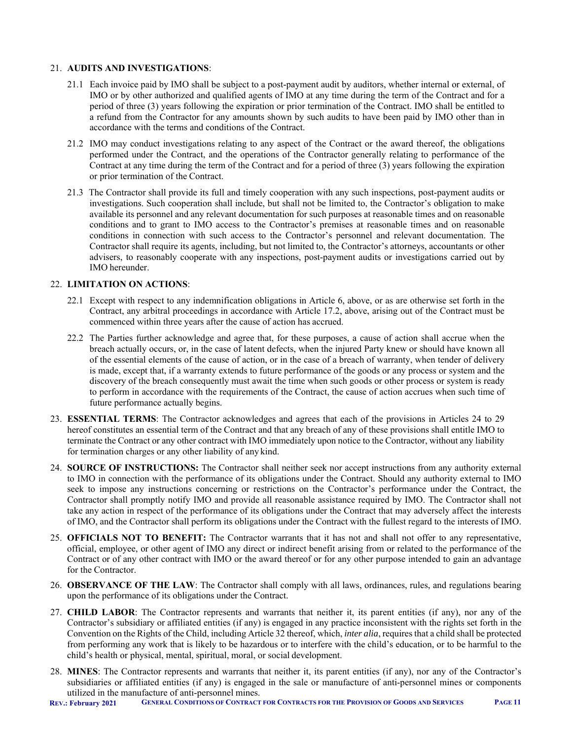21. **AUDITS AND INVESTIGATIONS**:

    21.1 Each invoice paid by IMO shall be subject to a post-payment audit by auditors, whether internal or external, of IMO or by other authorized and qualified agents of IMO at any time during the term of the Contract and for a period of three (3) years following the expiration or prior termination of the Contract. IMO shall be entitled to a refund from the Contractor for any amounts shown by such audits to have been paid by IMO other than in accordance with the terms and conditions of the Contract.

    21.2 IMO may conduct investigations relating to any aspect of the Contract or the award thereof, the obligations performed under the Contract, and the operations of the Contractor generally relating to performance of the Contract at any time during the term of the Contract and for a period of three (3) years following the expiration or prior termination of the Contract.

    21.3 The Contractor shall provide its full and timely cooperation with any such inspections, post-payment audits or investigations. Such cooperation shall include, but shall not be limited to, the Contractor's obligation to make available its personnel and any relevant documentation for such purposes at reasonable times and on reasonable conditions and to grant to IMO access to the Contractor's premises at reasonable times and on reasonable conditions in connection with such access to the Contractor's personnel and relevant documentation. The Contractor shall require its agents, including, but not limited to, the Contractor's attorneys, accountants or other advisers, to reasonably cooperate with any inspections, post-payment audits or investigations carried out by IMO hereunder.

22. **LIMITATION ON ACTIONS**:

    22.1 Except with respect to any indemnification obligations in Article 6, above, or as are otherwise set forth in the Contract, any arbitral proceedings in accordance with Article 17.2, above, arising out of the Contract must be commenced within three years after the cause of action has accrued.

    22.2 The Parties further acknowledge and agree that, for these purposes, a cause of action shall accrue when the breach actually occurs, or, in the case of latent defects, when the injured Party knew or should have known all of the essential elements of the cause of action, or in the case of a breach of warranty, when tender of delivery is made, except that, if a warranty extends to future performance of the goods or any process or system and the discovery of the breach consequently must await the time when such goods or other process or system is ready to perform in accordance with the requirements of the Contract, the cause of action accrues when such time of future performance actually begins.

23. **ESSENTIAL TERMS**: The Contractor acknowledges and agrees that each of the provisions in Articles 24 to 29 hereof constitutes an essential term of the Contract and that any breach of any of these provisions shall entitle IMO to terminate the Contract or any other contract with IMO immediately upon notice to the Contractor, without any liability for termination charges or any other liability of any kind.

24. **SOURCE OF INSTRUCTIONS:** The Contractor shall neither seek nor accept instructions from any authority external to IMO in connection with the performance of its obligations under the Contract. Should any authority external to IMO seek to impose any instructions concerning or restrictions on the Contractor's performance under the Contract, the Contractor shall promptly notify IMO and provide all reasonable assistance required by IMO. The Contractor shall not take any action in respect of the performance of its obligations under the Contract that may adversely affect the interests of IMO, and the Contractor shall perform its obligations under the Contract with the fullest regard to the interests of IMO.

25. **OFFICIALS NOT TO BENEFIT:** The Contractor warrants that it has not and shall not offer to any representative, official, employee, or other agent of IMO any direct or indirect benefit arising from or related to the performance of the Contract or of any other contract with IMO or the award thereof or for any other purpose intended to gain an advantage for the Contractor.

26. **OBSERVANCE OF THE LAW**: The Contractor shall comply with all laws, ordinances, rules, and regulations bearing upon the performance of its obligations under the Contract.

27. **CHILD LABOR**: The Contractor represents and warrants that neither it, its parent entities (if any), nor any of the Contractor's subsidiary or affiliated entities (if any) is engaged in any practice inconsistent with the rights set forth in the Convention on the Rights of the Child, including Article 32 thereof, which, *inter alia*, requires that a child shall be protected from performing any work that is likely to be hazardous or to interfere with the child's education, or to be harmful to the child's health or physical, mental, spiritual, moral, or social development.

28. **MINES**: The Contractor represents and warrants that neither it, its parent entities (if any), nor any of the Contractor's subsidiaries or affiliated entities (if any) is engaged in the sale or manufacture of anti-personnel mines or components utilized in the manufacture of anti-personnel mines.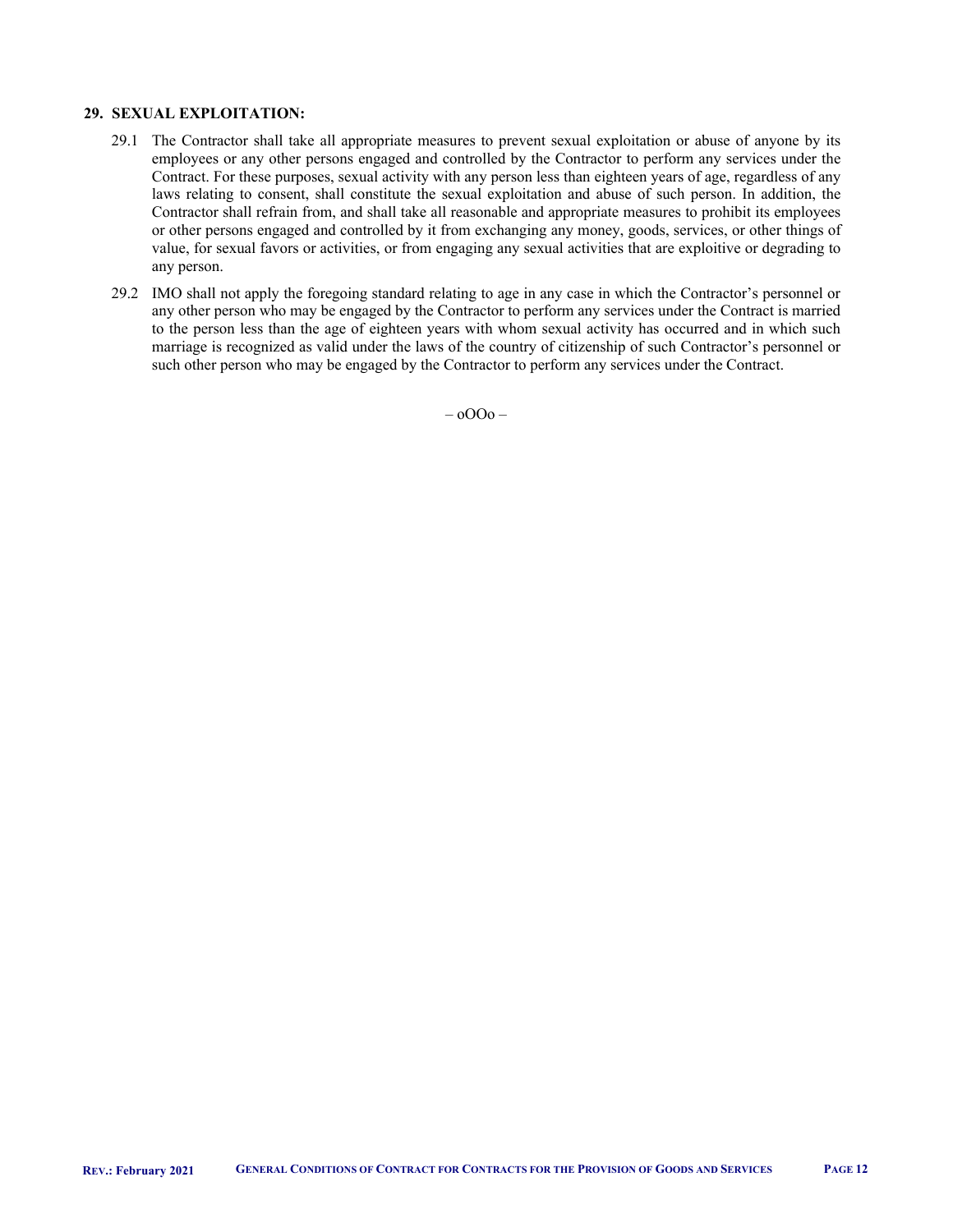**29. SEXUAL EXPLOITATION:**

29.1 The Contractor shall take all appropriate measures to prevent sexual exploitation or abuse of anyone by its employees or any other persons engaged and controlled by the Contractor to perform any services under the Contract. For these purposes, sexual activity with any person less than eighteen years of age, regardless of any laws relating to consent, shall constitute the sexual exploitation and abuse of such person. In addition, the Contractor shall refrain from, and shall take all reasonable and appropriate measures to prohibit its employees or other persons engaged and controlled by it from exchanging any money, goods, services, or other things of value, for sexual favors or activities, or from engaging any sexual activities that are exploitive or degrading to any person.

29.2 IMO shall not apply the foregoing standard relating to age in any case in which the Contractor's personnel or any other person who may be engaged by the Contractor to perform any services under the Contract is married to the person less than the age of eighteen years with whom sexual activity has occurred and in which such marriage is recognized as valid under the laws of the country of citizenship of such Contractor's personnel or such other person who may be engaged by the Contractor to perform any services under the Contract.

– oOOo –